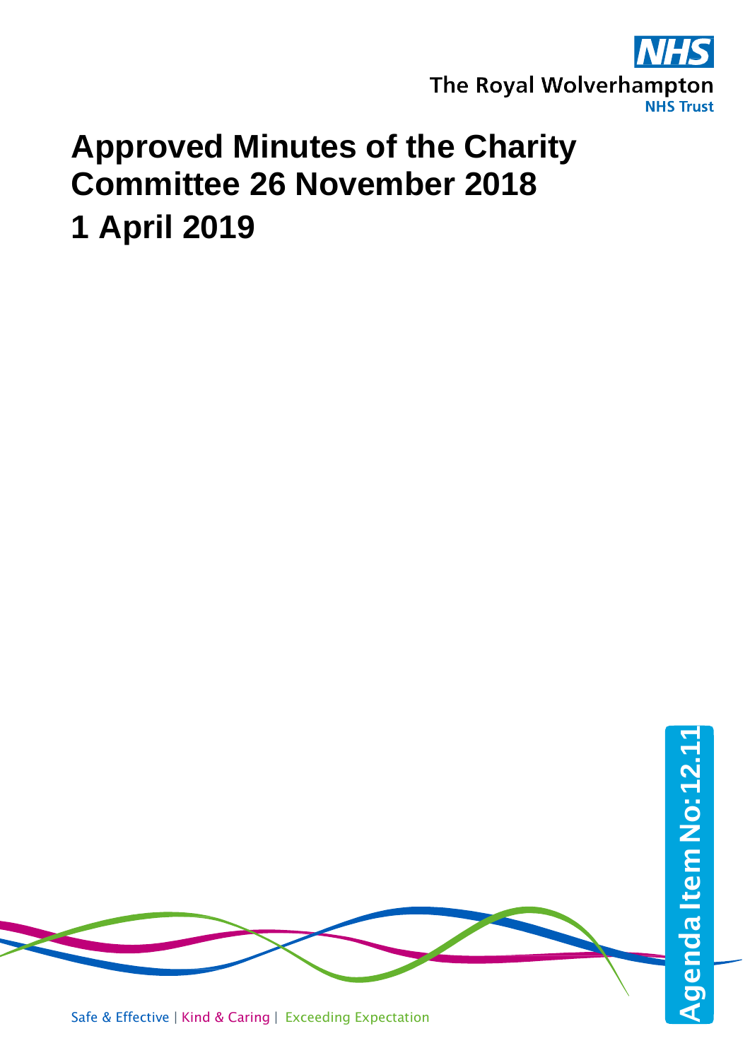The Royal Wolverhampton NHS Trust

# Approved Minutes of the Charity Committee 26 November 2018

# 1 April 2019

Agenda Item No: 12.11

Safe & Effective | Kind & Caring | Exceeding Expectation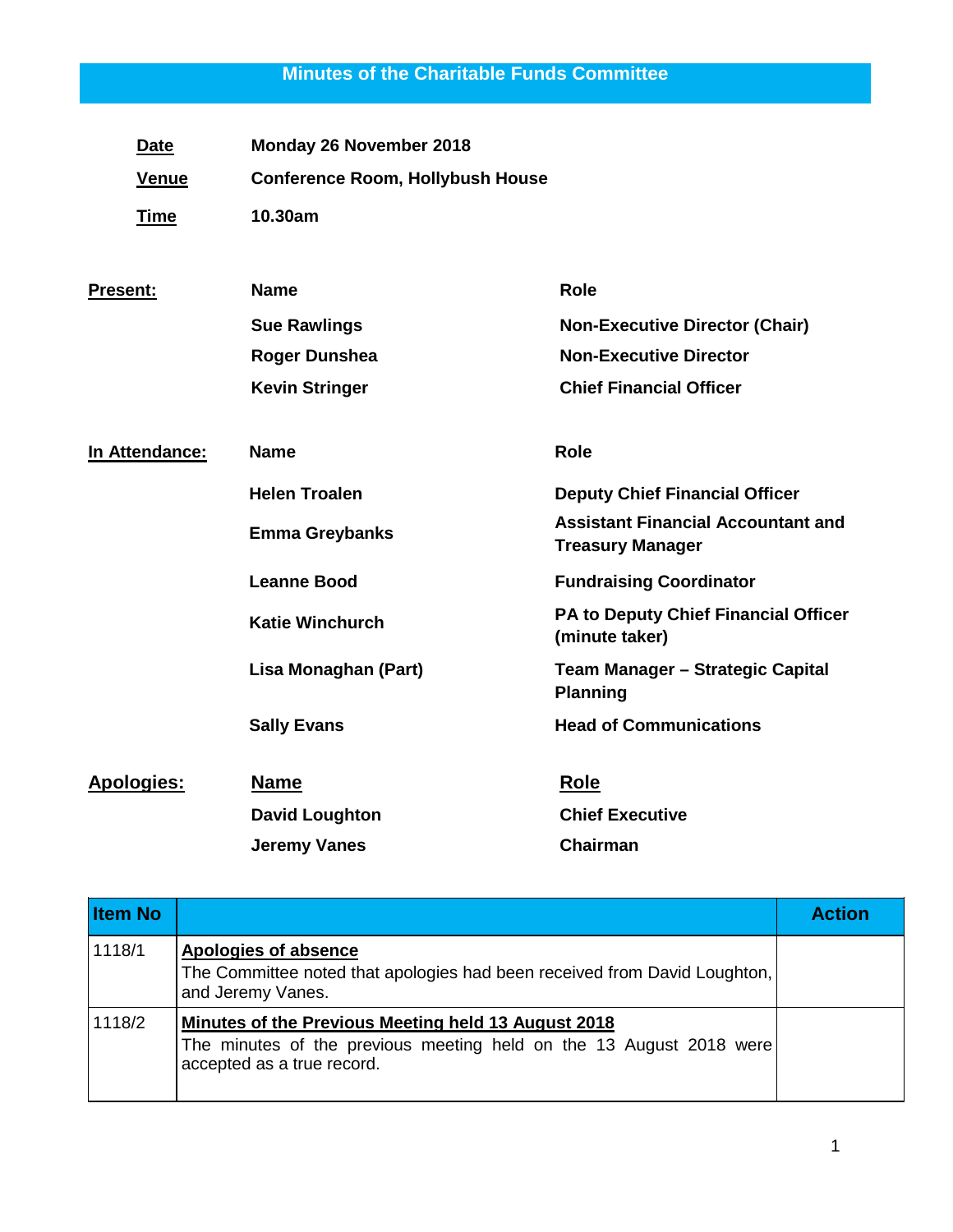# Minutes of the Charitable Funds Committee

**Date** Monday 26 November 2018

**Venue** Conference Room, Hollybush House

**Time** 10.30am

**Present:**

| Name | Role |
|---|---|
| Sue Rawlings | Non-Executive Director (Chair) |
| Roger Dunshea | Non-Executive Director |
| Kevin Stringer | Chief Financial Officer |

**In Attendance:**

| Name | Role |
|---|---|
| Helen Troalen | Deputy Chief Financial Officer |
| Emma Greybanks | Assistant Financial Accountant and Treasury Manager |
| Leanne Bood | Fundraising Coordinator |
| Katie Winchurch | PA to Deputy Chief Financial Officer (minute taker) |
| Lisa Monaghan (Part) | Team Manager – Strategic Capital Planning |
| Sally Evans | Head of Communications |

**Apologies:**

| Name | Role |
|---|---|
| David Loughton | Chief Executive |
| Jeremy Vanes | Chairman |

| Item No | | Action |
|---|---|---|
| 1118/1 | **Apologies of absence**<br>The Committee noted that apologies had been received from David Loughton, and Jeremy Vanes. | |
| 1118/2 | **Minutes of the Previous Meeting held 13 August 2018**<br>The minutes of the previous meeting held on the 13 August 2018 were accepted as a true record. | |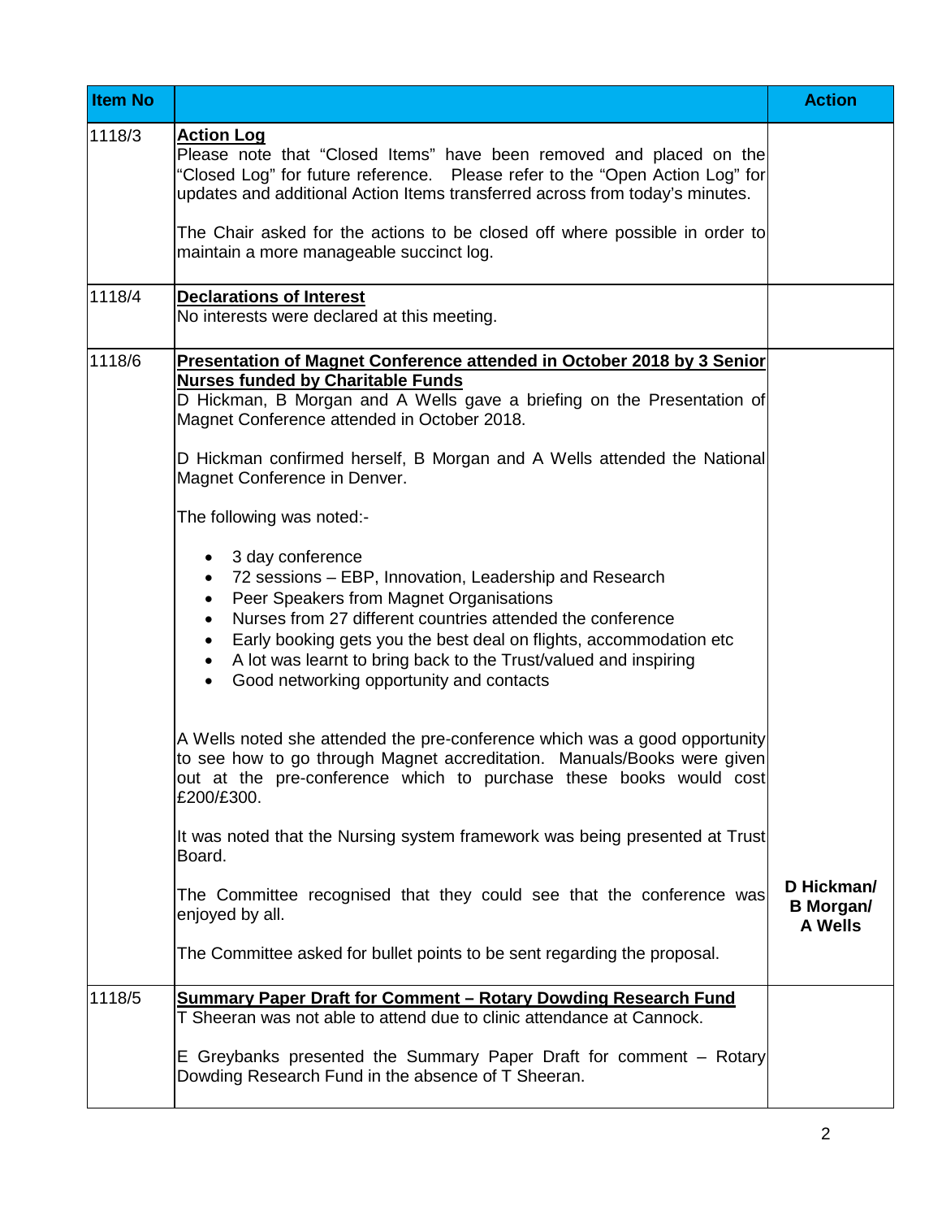| Item No | | Action |
|---|---|---|
| 1118/3 | **Action Log**<br>Please note that "Closed Items" have been removed and placed on the "Closed Log" for future reference. Please refer to the "Open Action Log" for updates and additional Action Items transferred across from today's minutes.<br><br>The Chair asked for the actions to be closed off where possible in order to maintain a more manageable succinct log. | |
| 1118/4 | **Declarations of Interest**<br>No interests were declared at this meeting. | |
| 1118/6 | **Presentation of Magnet Conference attended in October 2018 by 3 Senior Nurses funded by Charitable Funds**<br>D Hickman, B Morgan and A Wells gave a briefing on the Presentation of Magnet Conference attended in October 2018.<br><br>D Hickman confirmed herself, B Morgan and A Wells attended the National Magnet Conference in Denver.<br><br>The following was noted:-<br><br>• 3 day conference<br>• 72 sessions – EBP, Innovation, Leadership and Research<br>• Peer Speakers from Magnet Organisations<br>• Nurses from 27 different countries attended the conference<br>• Early booking gets you the best deal on flights, accommodation etc<br>• A lot was learnt to bring back to the Trust/valued and inspiring<br>• Good networking opportunity and contacts<br><br>A Wells noted she attended the pre-conference which was a good opportunity to see how to go through Magnet accreditation. Manuals/Books were given out at the pre-conference which to purchase these books would cost £200/£300.<br><br>It was noted that the Nursing system framework was being presented at Trust Board.<br><br>The Committee recognised that they could see that the conference was enjoyed by all.<br><br>The Committee asked for bullet points to be sent regarding the proposal. | **D Hickman/ B Morgan/ A Wells** |
| 1118/5 | **Summary Paper Draft for Comment – Rotary Dowding Research Fund**<br>T Sheeran was not able to attend due to clinic attendance at Cannock.<br><br>E Greybanks presented the Summary Paper Draft for comment – Rotary Dowding Research Fund in the absence of T Sheeran. | |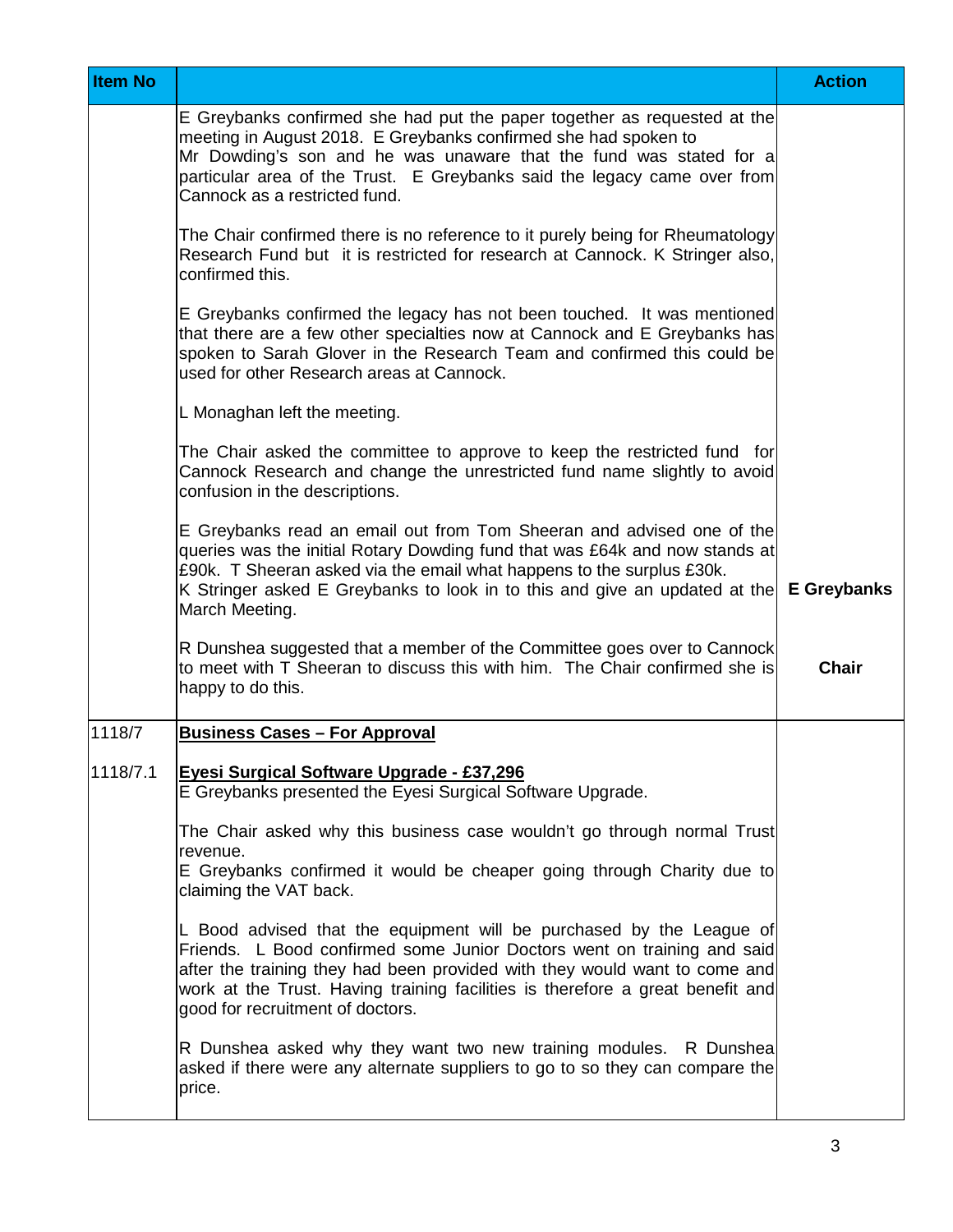| Item No | | Action |
|---|---|---|
| | E Greybanks confirmed she had put the paper together as requested at the meeting in August 2018. E Greybanks confirmed she had spoken to Mr Dowding's son and he was unaware that the fund was stated for a particular area of the Trust. E Greybanks said the legacy came over from Cannock as a restricted fund.<br><br>The Chair confirmed there is no reference to it purely being for Rheumatology Research Fund but it is restricted for research at Cannock. K Stringer also, confirmed this.<br><br>E Greybanks confirmed the legacy has not been touched. It was mentioned that there are a few other specialties now at Cannock and E Greybanks has spoken to Sarah Glover in the Research Team and confirmed this could be used for other Research areas at Cannock.<br><br>L Monaghan left the meeting.<br><br>The Chair asked the committee to approve to keep the restricted fund for Cannock Research and change the unrestricted fund name slightly to avoid confusion in the descriptions.<br><br>E Greybanks read an email out from Tom Sheeran and advised one of the queries was the initial Rotary Dowding fund that was £64k and now stands at £90k. T Sheeran asked via the email what happens to the surplus £30k. K Stringer asked E Greybanks to look in to this and give an updated at the March Meeting.<br><br>R Dunshea suggested that a member of the Committee goes over to Cannock to meet with T Sheeran to discuss this with him. The Chair confirmed she is happy to do this. | **E Greybanks**<br><br>**Chair** |
| 1118/7<br><br>1118/7.1 | **Business Cases – For Approval**<br><br>**Eyesi Surgical Software Upgrade - £37,296**<br>E Greybanks presented the Eyesi Surgical Software Upgrade.<br><br>The Chair asked why this business case wouldn't go through normal Trust revenue.<br>E Greybanks confirmed it would be cheaper going through Charity due to claiming the VAT back.<br><br>L Bood advised that the equipment will be purchased by the League of Friends. L Bood confirmed some Junior Doctors went on training and said after the training they had been provided with they would want to come and work at the Trust. Having training facilities is therefore a great benefit and good for recruitment of doctors.<br><br>R Dunshea asked why they want two new training modules. R Dunshea asked if there were any alternate suppliers to go to so they can compare the price. | |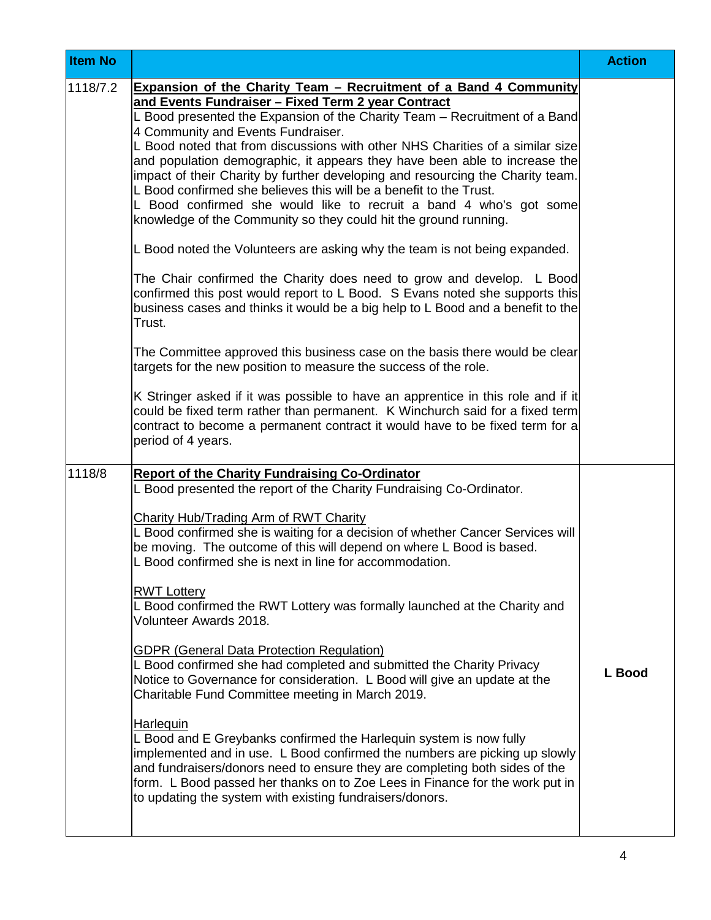| Item No | | Action |
|---|---|---|
| 1118/7.2 | **Expansion of the Charity Team – Recruitment of a Band 4 Community and Events Fundraiser – Fixed Term 2 year Contract**<br>L Bood presented the Expansion of the Charity Team – Recruitment of a Band 4 Community and Events Fundraiser.<br>L Bood noted that from discussions with other NHS Charities of a similar size and population demographic, it appears they have been able to increase the impact of their Charity by further developing and resourcing the Charity team. L Bood confirmed she believes this will be a benefit to the Trust.<br>L Bood confirmed she would like to recruit a band 4 who's got some knowledge of the Community so they could hit the ground running.<br><br>L Bood noted the Volunteers are asking why the team is not being expanded.<br><br>The Chair confirmed the Charity does need to grow and develop. L Bood confirmed this post would report to L Bood. S Evans noted she supports this business cases and thinks it would be a big help to L Bood and a benefit to the Trust.<br><br>The Committee approved this business case on the basis there would be clear targets for the new position to measure the success of the role.<br><br>K Stringer asked if it was possible to have an apprentice in this role and if it could be fixed term rather than permanent. K Winchurch said for a fixed term contract to become a permanent contract it would have to be fixed term for a period of 4 years. | |
| 1118/8 | **Report of the Charity Fundraising Co-Ordinator**<br>L Bood presented the report of the Charity Fundraising Co-Ordinator.<br><br>Charity Hub/Trading Arm of RWT Charity<br>L Bood confirmed she is waiting for a decision of whether Cancer Services will be moving. The outcome of this will depend on where L Bood is based.<br>L Bood confirmed she is next in line for accommodation.<br><br>RWT Lottery<br>L Bood confirmed the RWT Lottery was formally launched at the Charity and Volunteer Awards 2018.<br><br>GDPR (General Data Protection Regulation)<br>L Bood confirmed she had completed and submitted the Charity Privacy Notice to Governance for consideration. L Bood will give an update at the Charitable Fund Committee meeting in March 2019.<br><br>Harlequin<br>L Bood and E Greybanks confirmed the Harlequin system is now fully implemented and in use. L Bood confirmed the numbers are picking up slowly and fundraisers/donors need to ensure they are completing both sides of the form. L Bood passed her thanks on to Zoe Lees in Finance for the work put in to updating the system with existing fundraisers/donors. | **L Bood** |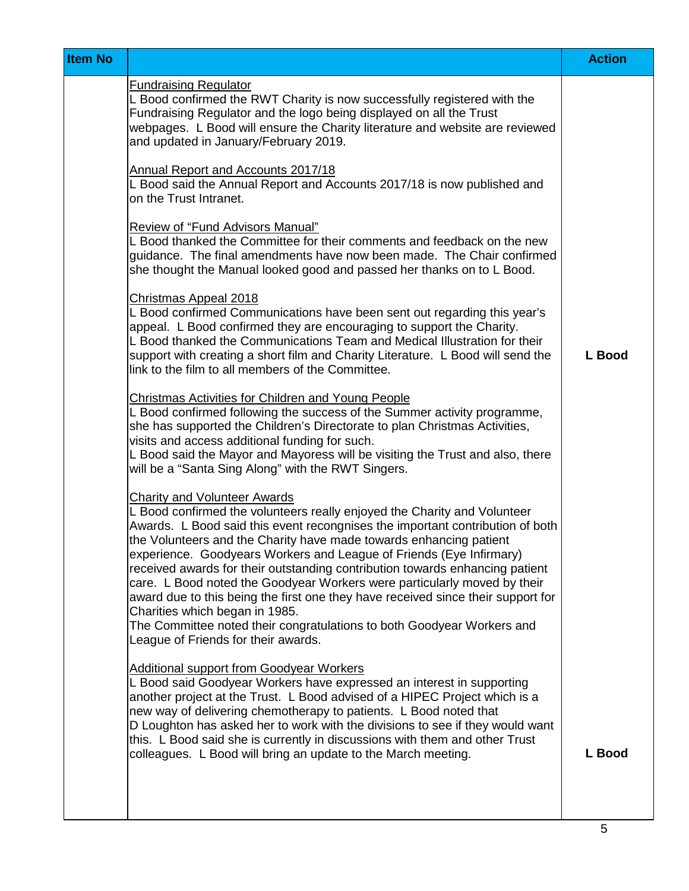| Item No | | Action |
|---|---|---|
| | <u>Fundraising Regulator</u><br>L Bood confirmed the RWT Charity is now successfully registered with the Fundraising Regulator and the logo being displayed on all the Trust webpages. L Bood will ensure the Charity literature and website are reviewed and updated in January/February 2019.<br><br><u>Annual Report and Accounts 2017/18</u><br>L Bood said the Annual Report and Accounts 2017/18 is now published and on the Trust Intranet.<br><br><u>Review of "Fund Advisors Manual"</u><br>L Bood thanked the Committee for their comments and feedback on the new guidance. The final amendments have now been made. The Chair confirmed she thought the Manual looked good and passed her thanks on to L Bood.<br><br><u>Christmas Appeal 2018</u><br>L Bood confirmed Communications have been sent out regarding this year's appeal. L Bood confirmed they are encouraging to support the Charity. L Bood thanked the Communications Team and Medical Illustration for their support with creating a short film and Charity Literature. L Bood will send the link to the film to all members of the Committee. | **L Bood** |
| | <u>Christmas Activities for Children and Young People</u><br>L Bood confirmed following the success of the Summer activity programme, she has supported the Children's Directorate to plan Christmas Activities, visits and access additional funding for such.<br>L Bood said the Mayor and Mayoress will be visiting the Trust and also, there will be a "Santa Sing Along" with the RWT Singers.<br><br><u>Charity and Volunteer Awards</u><br>L Bood confirmed the volunteers really enjoyed the Charity and Volunteer Awards. L Bood said this event recongnises the important contribution of both the Volunteers and the Charity have made towards enhancing patient experience. Goodyears Workers and League of Friends (Eye Infirmary) received awards for their outstanding contribution towards enhancing patient care. L Bood noted the Goodyear Workers were particularly moved by their award due to this being the first one they have received since their support for Charities which began in 1985.<br>The Committee noted their congratulations to both Goodyear Workers and League of Friends for their awards.<br><br><u>Additional support from Goodyear Workers</u><br>L Bood said Goodyear Workers have expressed an interest in supporting another project at the Trust. L Bood advised of a HIPEC Project which is a new way of delivering chemotherapy to patients. L Bood noted that D Loughton has asked her to work with the divisions to see if they would want this. L Bood said she is currently in discussions with them and other Trust colleagues. L Bood will bring an update to the March meeting. | **L Bood** |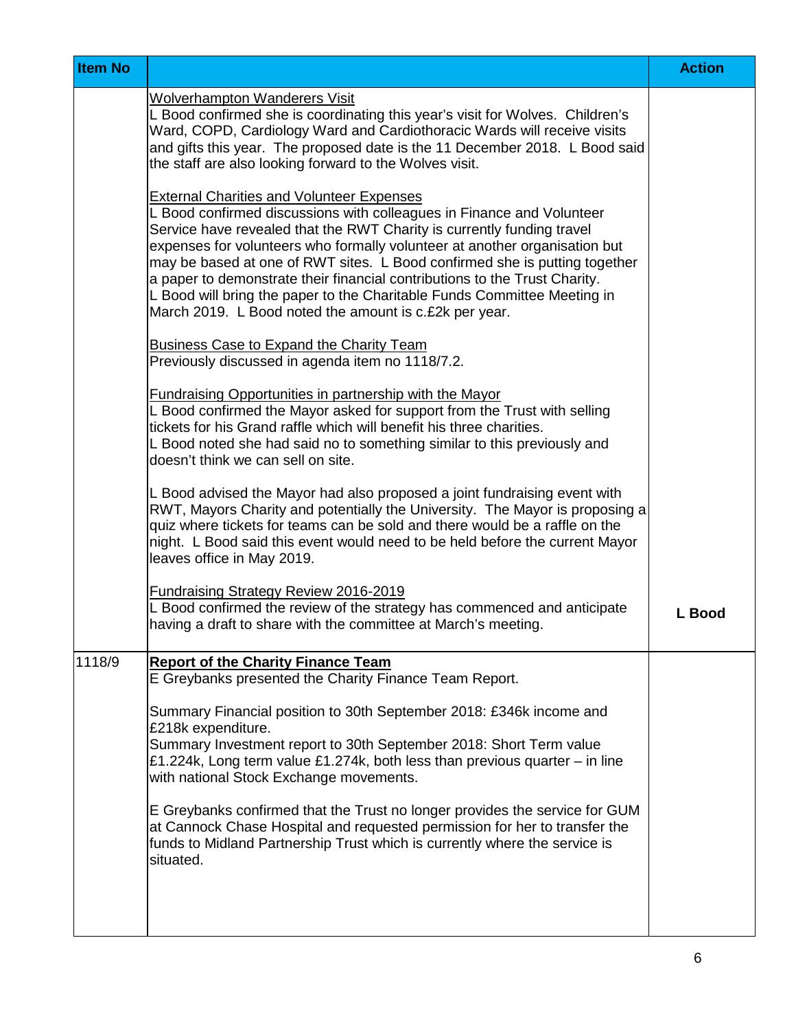| Item No | | Action |
|---|---|---|
| | <u>Wolverhampton Wanderers Visit</u><br>L Bood confirmed she is coordinating this year's visit for Wolves. Children's Ward, COPD, Cardiology Ward and Cardiothoracic Wards will receive visits and gifts this year. The proposed date is the 11 December 2018. L Bood said the staff are also looking forward to the Wolves visit.<br><br><u>External Charities and Volunteer Expenses</u><br>L Bood confirmed discussions with colleagues in Finance and Volunteer Service have revealed that the RWT Charity is currently funding travel expenses for volunteers who formally volunteer at another organisation but may be based at one of RWT sites. L Bood confirmed she is putting together a paper to demonstrate their financial contributions to the Trust Charity. L Bood will bring the paper to the Charitable Funds Committee Meeting in March 2019. L Bood noted the amount is c.£2k per year.<br><br><u>Business Case to Expand the Charity Team</u><br>Previously discussed in agenda item no 1118/7.2.<br><br><u>Fundraising Opportunities in partnership with the Mayor</u><br>L Bood confirmed the Mayor asked for support from the Trust with selling tickets for his Grand raffle which will benefit his three charities. L Bood noted she had said no to something similar to this previously and doesn't think we can sell on site.<br><br>L Bood advised the Mayor had also proposed a joint fundraising event with RWT, Mayors Charity and potentially the University. The Mayor is proposing a quiz where tickets for teams can be sold and there would be a raffle on the night. L Bood said this event would need to be held before the current Mayor leaves office in May 2019.<br><br><u>Fundraising Strategy Review 2016-2019</u><br>L Bood confirmed the review of the strategy has commenced and anticipate having a draft to share with the committee at March's meeting. | **L Bood** |
| 1118/9 | **<u>Report of the Charity Finance Team</u>**<br>E Greybanks presented the Charity Finance Team Report.<br><br>Summary Financial position to 30th September 2018: £346k income and £218k expenditure.<br>Summary Investment report to 30th September 2018: Short Term value £1.224k, Long term value £1.274k, both less than previous quarter – in line with national Stock Exchange movements.<br><br>E Greybanks confirmed that the Trust no longer provides the service for GUM at Cannock Chase Hospital and requested permission for her to transfer the funds to Midland Partnership Trust which is currently where the service is situated. | |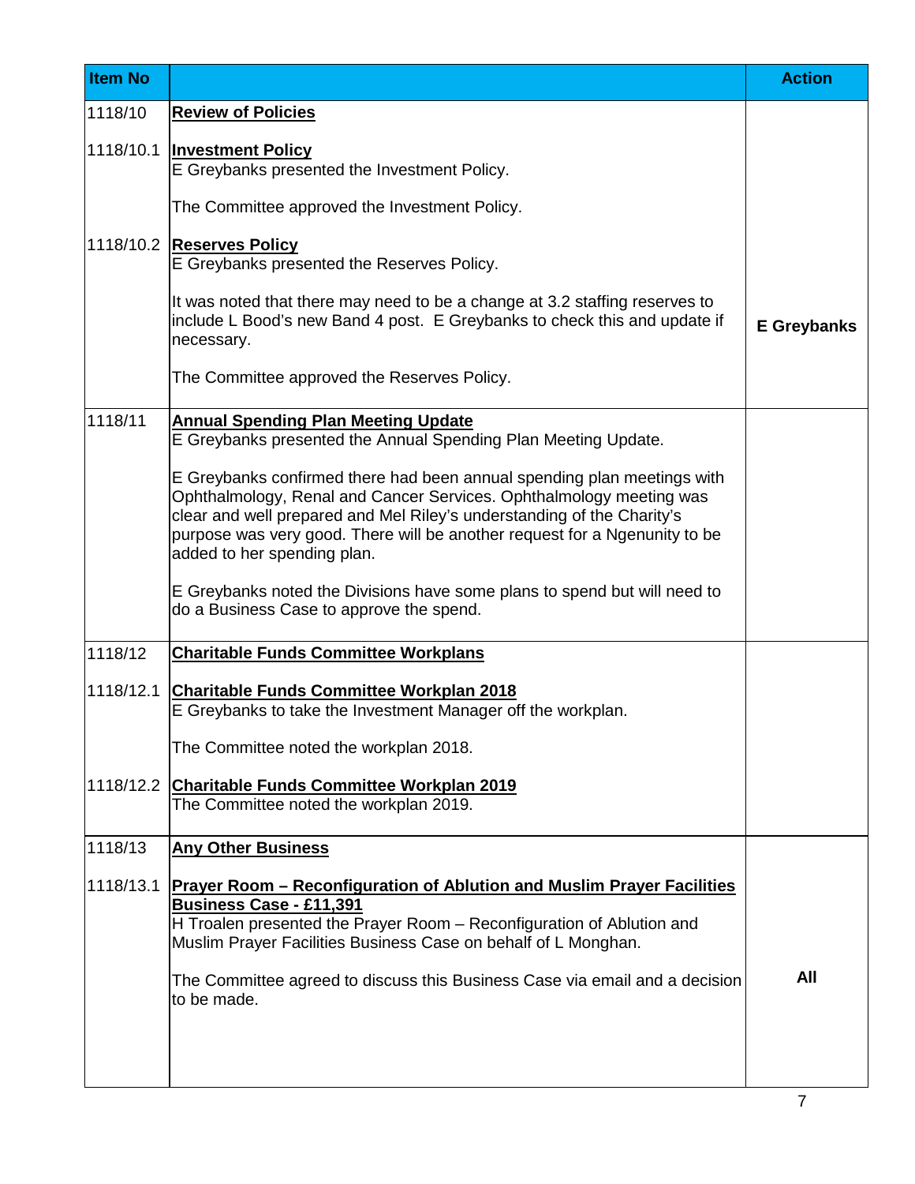| Item No | | Action |
|---|---|---|
| 1118/10 | **Review of Policies** | |
| 1118/10.1 | **Investment Policy**<br>E Greybanks presented the Investment Policy.<br><br>The Committee approved the Investment Policy. | |
| 1118/10.2 | **Reserves Policy**<br>E Greybanks presented the Reserves Policy.<br><br>It was noted that there may need to be a change at 3.2 staffing reserves to include L Bood's new Band 4 post. E Greybanks to check this and update if necessary.<br><br>The Committee approved the Reserves Policy. | **E Greybanks** |
| 1118/11 | **Annual Spending Plan Meeting Update**<br>E Greybanks presented the Annual Spending Plan Meeting Update.<br><br>E Greybanks confirmed there had been annual spending plan meetings with Ophthalmology, Renal and Cancer Services. Ophthalmology meeting was clear and well prepared and Mel Riley's understanding of the Charity's purpose was very good. There will be another request for a Ngenunity to be added to her spending plan.<br><br>E Greybanks noted the Divisions have some plans to spend but will need to do a Business Case to approve the spend. | |
| 1118/12 | **Charitable Funds Committee Workplans** | |
| 1118/12.1 | **Charitable Funds Committee Workplan 2018**<br>E Greybanks to take the Investment Manager off the workplan.<br><br>The Committee noted the workplan 2018. | |
| 1118/12.2 | **Charitable Funds Committee Workplan 2019**<br>The Committee noted the workplan 2019. | |
| 1118/13 | **Any Other Business** | |
| 1118/13.1 | **Prayer Room – Reconfiguration of Ablution and Muslim Prayer Facilities Business Case - £11,391**<br>H Troalen presented the Prayer Room – Reconfiguration of Ablution and Muslim Prayer Facilities Business Case on behalf of L Monghan.<br><br>The Committee agreed to discuss this Business Case via email and a decision to be made. | **All** |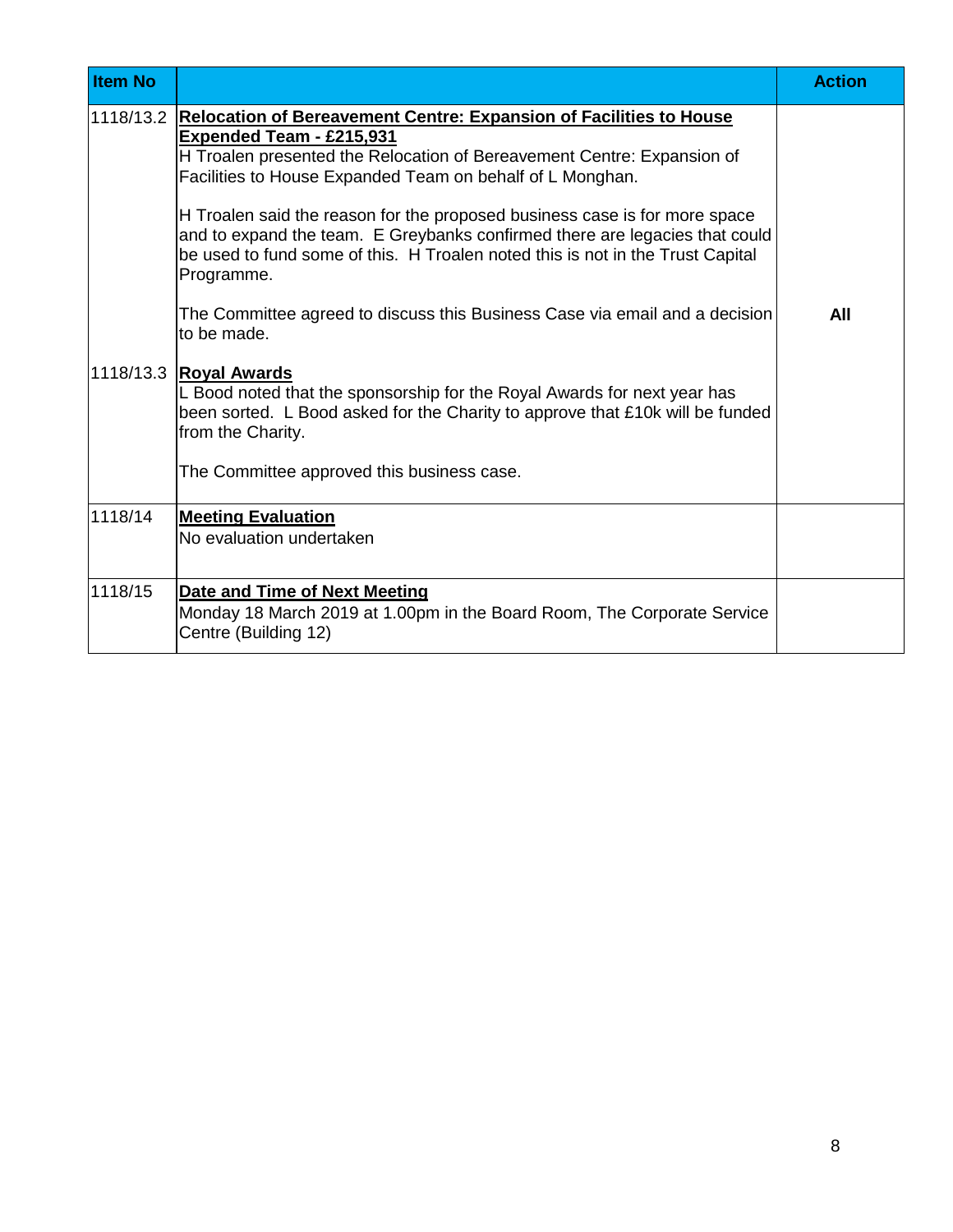| Item No | | Action |
|---|---|---|
| 1118/13.2 | **Relocation of Bereavement Centre: Expansion of Facilities to House Expended Team - £215,931**<br>H Troalen presented the Relocation of Bereavement Centre: Expansion of Facilities to House Expanded Team on behalf of L Monghan.<br><br>H Troalen said the reason for the proposed business case is for more space and to expand the team. E Greybanks confirmed there are legacies that could be used to fund some of this. H Troalen noted this is not in the Trust Capital Programme.<br><br>The Committee agreed to discuss this Business Case via email and a decision to be made. | **All** |
| 1118/13.3 | **Royal Awards**<br>L Bood noted that the sponsorship for the Royal Awards for next year has been sorted. L Bood asked for the Charity to approve that £10k will be funded from the Charity.<br><br>The Committee approved this business case. | |
| 1118/14 | **Meeting Evaluation**<br>No evaluation undertaken | |
| 1118/15 | **Date and Time of Next Meeting**<br>Monday 18 March 2019 at 1.00pm in the Board Room, The Corporate Service Centre (Building 12) | |